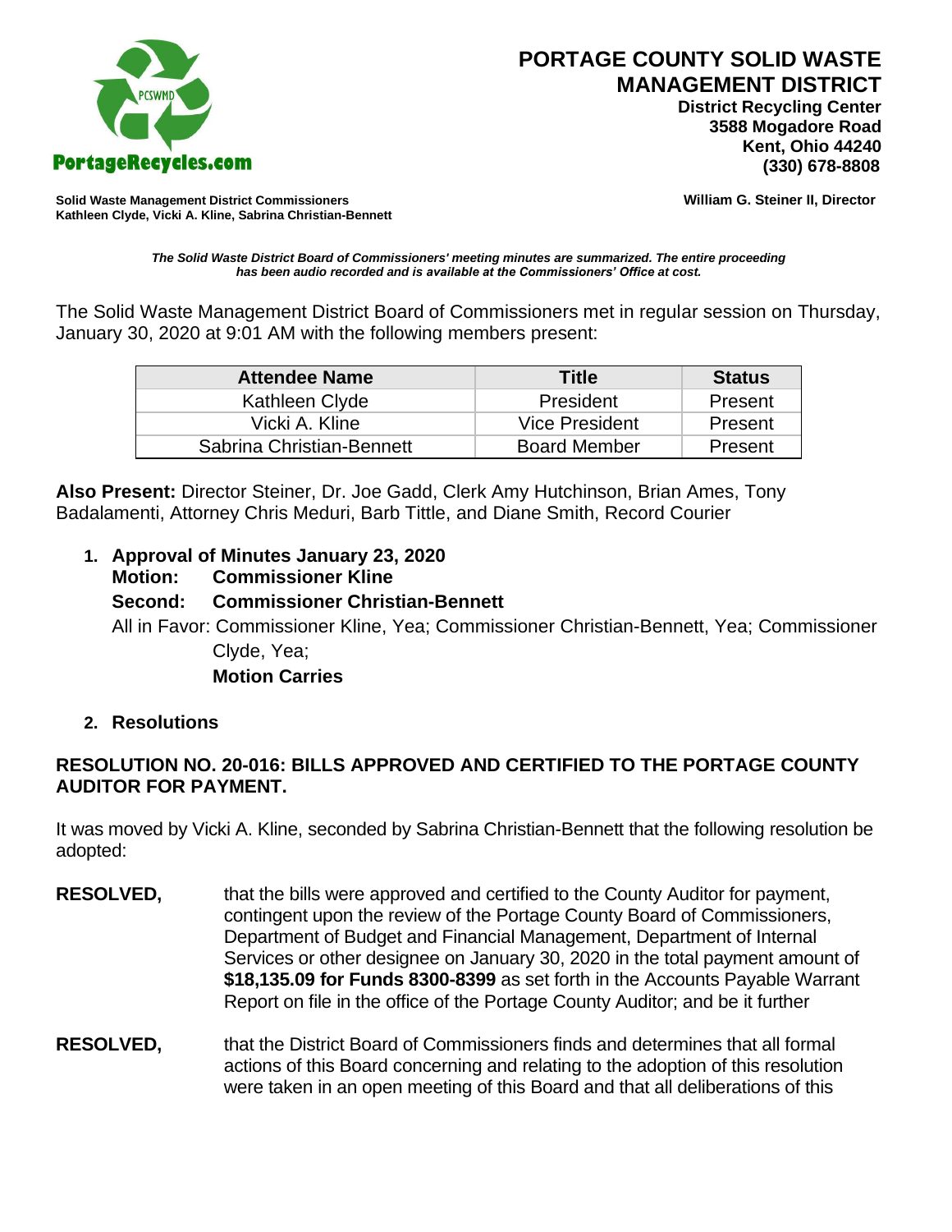# PORTAGE COUNTY SOLID WASTE MANAGEMENT DISTRICT

**District Recycling Center**
**3588 Mogadore Road**
**Kent, Ohio 44240**
**(330) 678-8808**

PortageRecycles.com

**Solid Waste Management District Commissioners**
**Kathleen Clyde, Vicki A. Kline, Sabrina Christian-Bennett**

**William G. Steiner II, Director**

***The Solid Waste District Board of Commissioners' meeting minutes are summarized. The entire proceeding has been audio recorded and is available at the Commissioners' Office at cost.***

The Solid Waste Management District Board of Commissioners met in regular session on Thursday, January 30, 2020 at 9:01 AM with the following members present:

| Attendee Name | Title | Status |
|---|---|---|
| Kathleen Clyde | President | Present |
| Vicki A. Kline | Vice President | Present |
| Sabrina Christian-Bennett | Board Member | Present |

**Also Present:** Director Steiner, Dr. Joe Gadd, Clerk Amy Hutchinson, Brian Ames, Tony Badalamenti, Attorney Chris Meduri, Barb Tittle, and Diane Smith, Record Courier

1. **Approval of Minutes January 23, 2020**
   **Motion: Commissioner Kline**
   **Second: Commissioner Christian-Bennett**
   All in Favor: Commissioner Kline, Yea; Commissioner Christian-Bennett, Yea; Commissioner Clyde, Yea;
   **Motion Carries**

2. **Resolutions**

**RESOLUTION NO. 20-016: BILLS APPROVED AND CERTIFIED TO THE PORTAGE COUNTY AUDITOR FOR PAYMENT.**

It was moved by Vicki A. Kline, seconded by Sabrina Christian-Bennett that the following resolution be adopted:

**RESOLVED,** that the bills were approved and certified to the County Auditor for payment, contingent upon the review of the Portage County Board of Commissioners, Department of Budget and Financial Management, Department of Internal Services or other designee on January 30, 2020 in the total payment amount of **$18,135.09 for Funds 8300-8399** as set forth in the Accounts Payable Warrant Report on file in the office of the Portage County Auditor; and be it further

**RESOLVED,** that the District Board of Commissioners finds and determines that all formal actions of this Board concerning and relating to the adoption of this resolution were taken in an open meeting of this Board and that all deliberations of this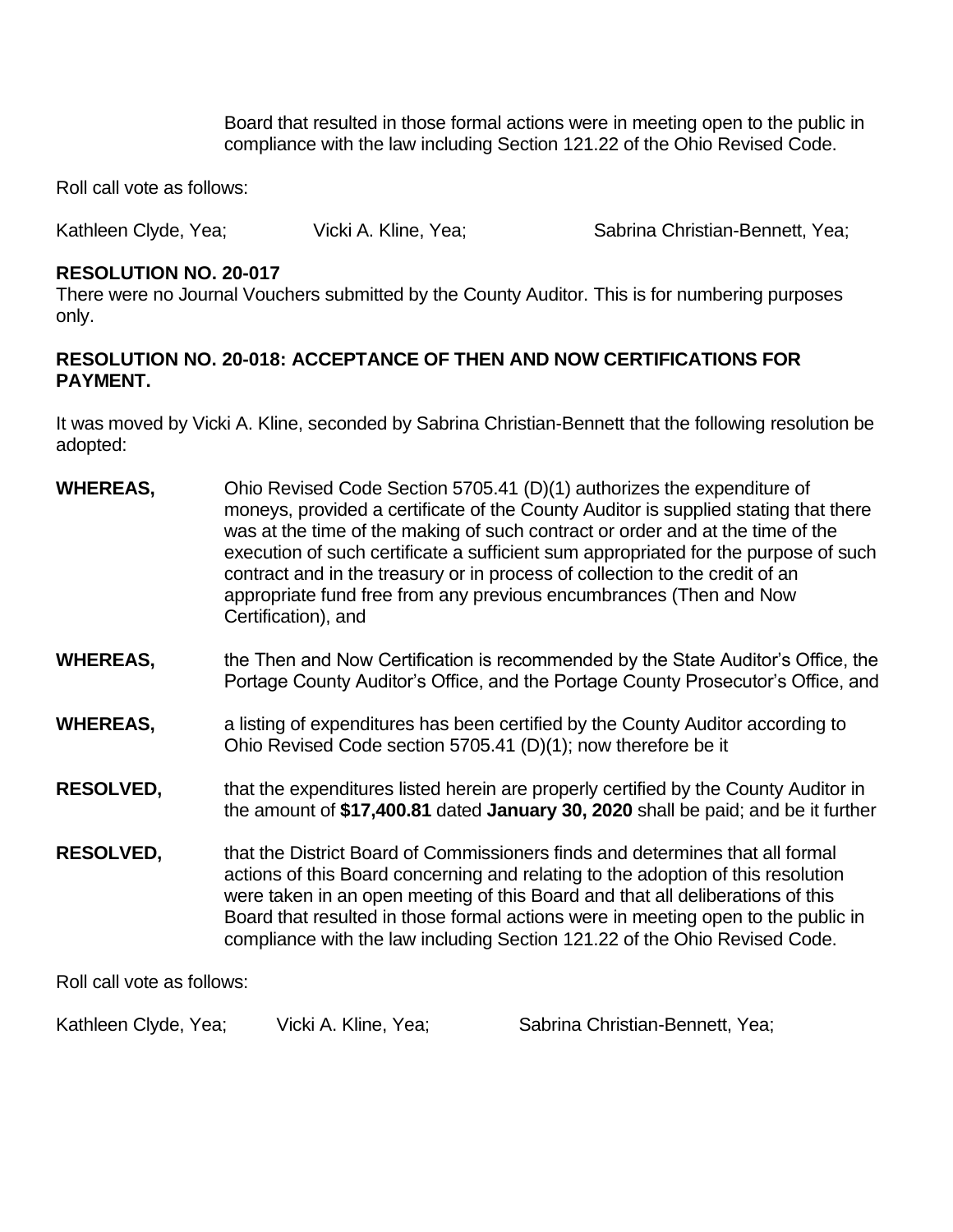Board that resulted in those formal actions were in meeting open to the public in compliance with the law including Section 121.22 of the Ohio Revised Code.

Roll call vote as follows:

Kathleen Clyde, Yea; Vicki A. Kline, Yea; Sabrina Christian-Bennett, Yea;

**RESOLUTION NO. 20-017**

There were no Journal Vouchers submitted by the County Auditor. This is for numbering purposes only.

**RESOLUTION NO. 20-018: ACCEPTANCE OF THEN AND NOW CERTIFICATIONS FOR PAYMENT.**

It was moved by Vicki A. Kline, seconded by Sabrina Christian-Bennett that the following resolution be adopted:

**WHEREAS,** Ohio Revised Code Section 5705.41 (D)(1) authorizes the expenditure of moneys, provided a certificate of the County Auditor is supplied stating that there was at the time of the making of such contract or order and at the time of the execution of such certificate a sufficient sum appropriated for the purpose of such contract and in the treasury or in process of collection to the credit of an appropriate fund free from any previous encumbrances (Then and Now Certification), and

**WHEREAS,** the Then and Now Certification is recommended by the State Auditor's Office, the Portage County Auditor's Office, and the Portage County Prosecutor's Office, and

**WHEREAS,** a listing of expenditures has been certified by the County Auditor according to Ohio Revised Code section 5705.41 (D)(1); now therefore be it

**RESOLVED,** that the expenditures listed herein are properly certified by the County Auditor in the amount of **$17,400.81** dated **January 30, 2020** shall be paid; and be it further

**RESOLVED,** that the District Board of Commissioners finds and determines that all formal actions of this Board concerning and relating to the adoption of this resolution were taken in an open meeting of this Board and that all deliberations of this Board that resulted in those formal actions were in meeting open to the public in compliance with the law including Section 121.22 of the Ohio Revised Code.

Roll call vote as follows:

Kathleen Clyde, Yea; Vicki A. Kline, Yea; Sabrina Christian-Bennett, Yea;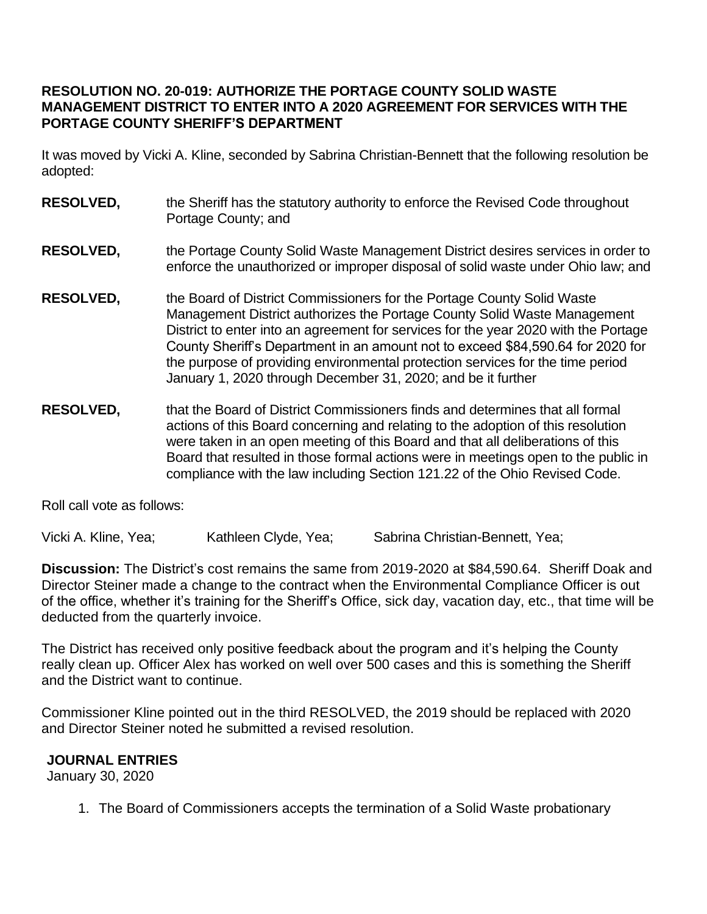**RESOLUTION NO. 20-019: AUTHORIZE THE PORTAGE COUNTY SOLID WASTE MANAGEMENT DISTRICT TO ENTER INTO A 2020 AGREEMENT FOR SERVICES WITH THE PORTAGE COUNTY SHERIFF'S DEPARTMENT**

It was moved by Vicki A. Kline, seconded by Sabrina Christian-Bennett that the following resolution be adopted:

**RESOLVED,** the Sheriff has the statutory authority to enforce the Revised Code throughout Portage County; and

**RESOLVED,** the Portage County Solid Waste Management District desires services in order to enforce the unauthorized or improper disposal of solid waste under Ohio law; and

**RESOLVED,** the Board of District Commissioners for the Portage County Solid Waste Management District authorizes the Portage County Solid Waste Management District to enter into an agreement for services for the year 2020 with the Portage County Sheriff's Department in an amount not to exceed $84,590.64 for 2020 for the purpose of providing environmental protection services for the time period January 1, 2020 through December 31, 2020; and be it further

**RESOLVED,** that the Board of District Commissioners finds and determines that all formal actions of this Board concerning and relating to the adoption of this resolution were taken in an open meeting of this Board and that all deliberations of this Board that resulted in those formal actions were in meetings open to the public in compliance with the law including Section 121.22 of the Ohio Revised Code.

Roll call vote as follows:

Vicki A. Kline, Yea; Kathleen Clyde, Yea; Sabrina Christian-Bennett, Yea;

**Discussion:** The District's cost remains the same from 2019-2020 at $84,590.64. Sheriff Doak and Director Steiner made a change to the contract when the Environmental Compliance Officer is out of the office, whether it's training for the Sheriff's Office, sick day, vacation day, etc., that time will be deducted from the quarterly invoice.

The District has received only positive feedback about the program and it's helping the County really clean up. Officer Alex has worked on well over 500 cases and this is something the Sheriff and the District want to continue.

Commissioner Kline pointed out in the third RESOLVED, the 2019 should be replaced with 2020 and Director Steiner noted he submitted a revised resolution.

**JOURNAL ENTRIES**

January 30, 2020

1. The Board of Commissioners accepts the termination of a Solid Waste probationary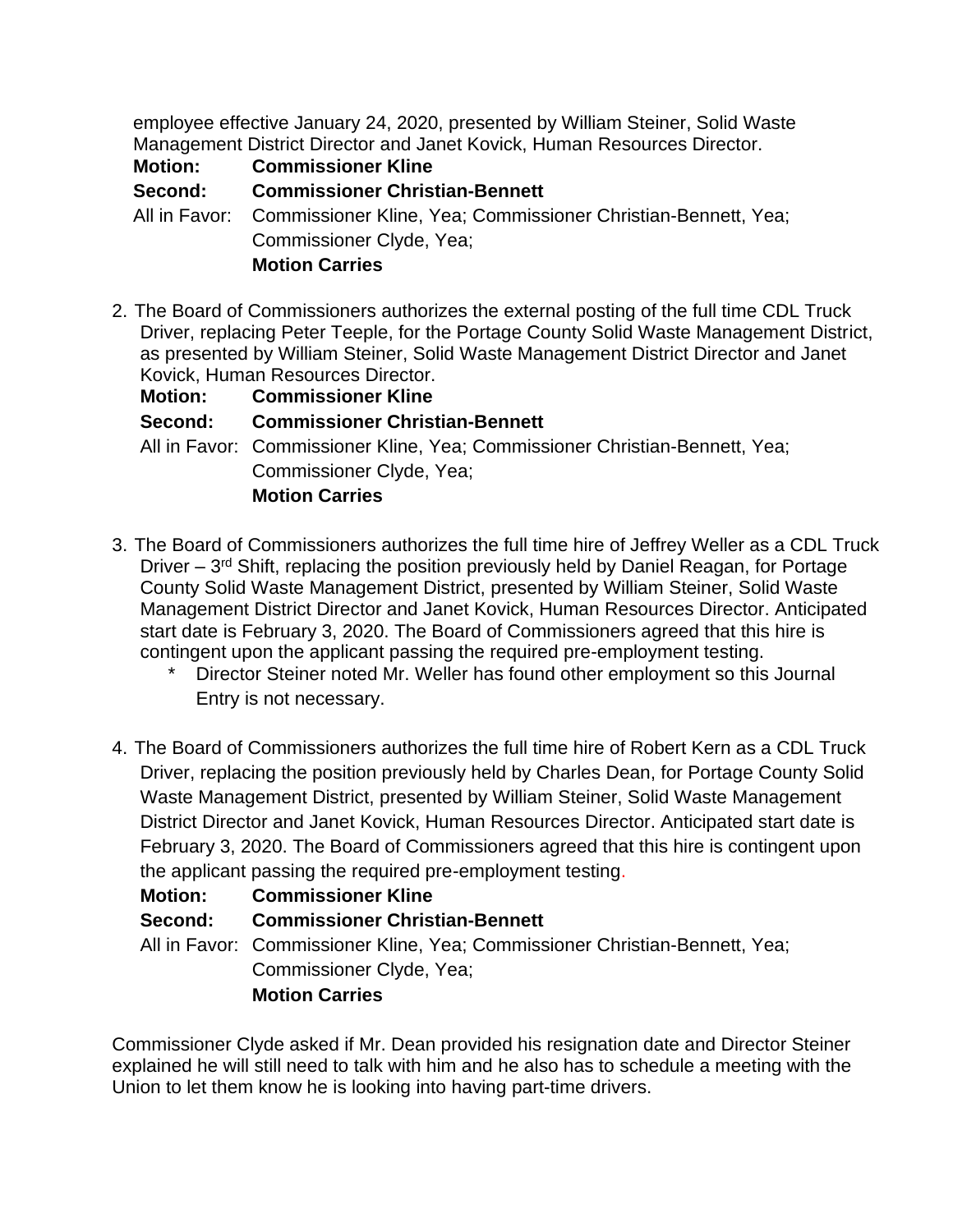employee effective January 24, 2020, presented by William Steiner, Solid Waste Management District Director and Janet Kovick, Human Resources Director.

**Motion: Commissioner Kline**
**Second: Commissioner Christian-Bennett**
All in Favor: Commissioner Kline, Yea; Commissioner Christian-Bennett, Yea; Commissioner Clyde, Yea;
**Motion Carries**

2. The Board of Commissioners authorizes the external posting of the full time CDL Truck Driver, replacing Peter Teeple, for the Portage County Solid Waste Management District, as presented by William Steiner, Solid Waste Management District Director and Janet Kovick, Human Resources Director.

   **Motion: Commissioner Kline**
   **Second: Commissioner Christian-Bennett**
   All in Favor: Commissioner Kline, Yea; Commissioner Christian-Bennett, Yea; Commissioner Clyde, Yea;
   **Motion Carries**

3. The Board of Commissioners authorizes the full time hire of Jeffrey Weller as a CDL Truck Driver – 3rd Shift, replacing the position previously held by Daniel Reagan, for Portage County Solid Waste Management District, presented by William Steiner, Solid Waste Management District Director and Janet Kovick, Human Resources Director. Anticipated start date is February 3, 2020. The Board of Commissioners agreed that this hire is contingent upon the applicant passing the required pre-employment testing.
   * Director Steiner noted Mr. Weller has found other employment so this Journal Entry is not necessary.

4. The Board of Commissioners authorizes the full time hire of Robert Kern as a CDL Truck Driver, replacing the position previously held by Charles Dean, for Portage County Solid Waste Management District, presented by William Steiner, Solid Waste Management District Director and Janet Kovick, Human Resources Director. Anticipated start date is February 3, 2020. The Board of Commissioners agreed that this hire is contingent upon the applicant passing the required pre-employment testing.

   **Motion: Commissioner Kline**
   **Second: Commissioner Christian-Bennett**
   All in Favor: Commissioner Kline, Yea; Commissioner Christian-Bennett, Yea; Commissioner Clyde, Yea;
   **Motion Carries**

Commissioner Clyde asked if Mr. Dean provided his resignation date and Director Steiner explained he will still need to talk with him and he also has to schedule a meeting with the Union to let them know he is looking into having part-time drivers.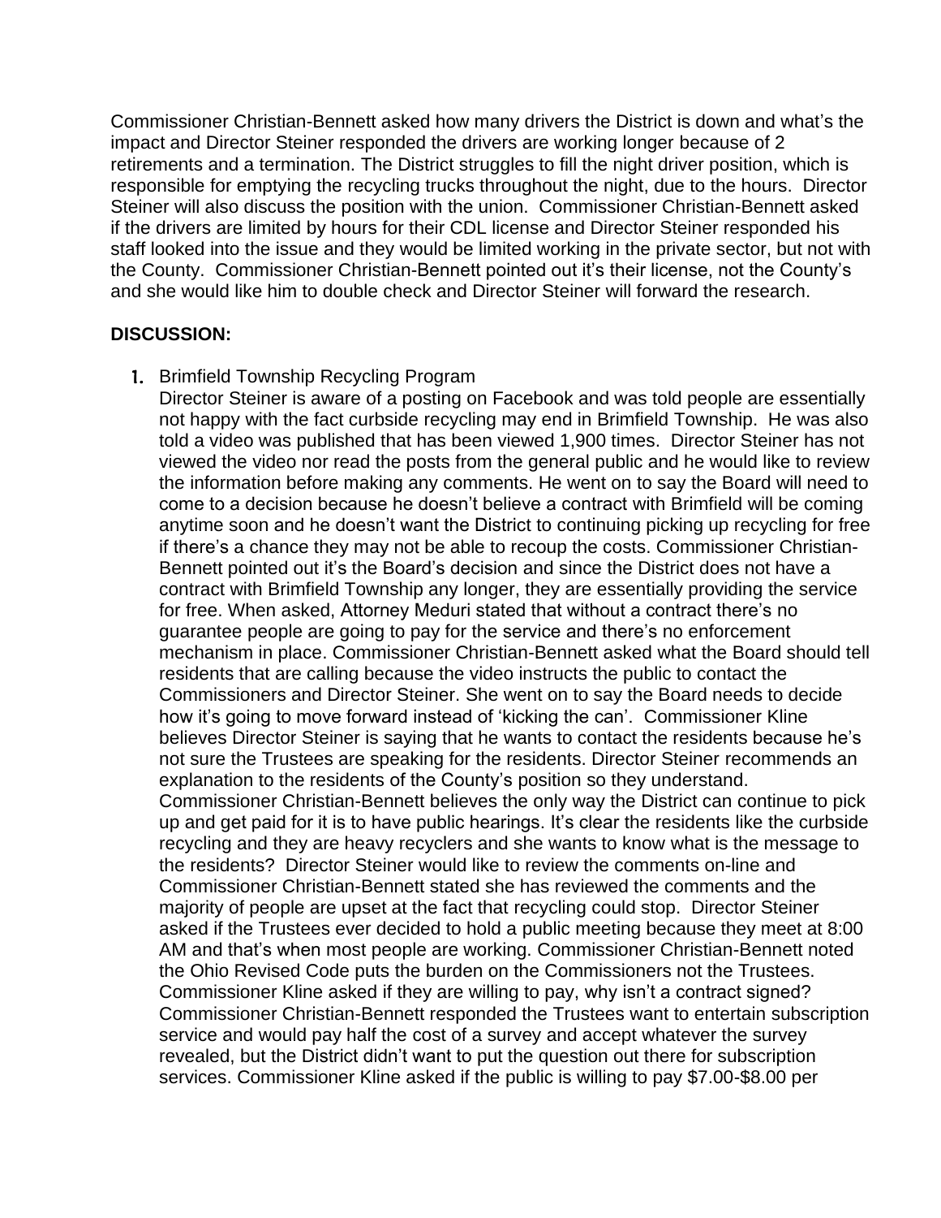Commissioner Christian-Bennett asked how many drivers the District is down and what's the impact and Director Steiner responded the drivers are working longer because of 2 retirements and a termination. The District struggles to fill the night driver position, which is responsible for emptying the recycling trucks throughout the night, due to the hours. Director Steiner will also discuss the position with the union. Commissioner Christian-Bennett asked if the drivers are limited by hours for their CDL license and Director Steiner responded his staff looked into the issue and they would be limited working in the private sector, but not with the County. Commissioner Christian-Bennett pointed out it's their license, not the County's and she would like him to double check and Director Steiner will forward the research.

**DISCUSSION:**

1. Brimfield Township Recycling Program
   Director Steiner is aware of a posting on Facebook and was told people are essentially not happy with the fact curbside recycling may end in Brimfield Township. He was also told a video was published that has been viewed 1,900 times. Director Steiner has not viewed the video nor read the posts from the general public and he would like to review the information before making any comments. He went on to say the Board will need to come to a decision because he doesn't believe a contract with Brimfield will be coming anytime soon and he doesn't want the District to continuing picking up recycling for free if there's a chance they may not be able to recoup the costs. Commissioner Christian-Bennett pointed out it's the Board's decision and since the District does not have a contract with Brimfield Township any longer, they are essentially providing the service for free. When asked, Attorney Meduri stated that without a contract there's no guarantee people are going to pay for the service and there's no enforcement mechanism in place. Commissioner Christian-Bennett asked what the Board should tell residents that are calling because the video instructs the public to contact the Commissioners and Director Steiner. She went on to say the Board needs to decide how it's going to move forward instead of 'kicking the can'. Commissioner Kline believes Director Steiner is saying that he wants to contact the residents because he's not sure the Trustees are speaking for the residents. Director Steiner recommends an explanation to the residents of the County's position so they understand. Commissioner Christian-Bennett believes the only way the District can continue to pick up and get paid for it is to have public hearings. It's clear the residents like the curbside recycling and they are heavy recyclers and she wants to know what is the message to the residents? Director Steiner would like to review the comments on-line and Commissioner Christian-Bennett stated she has reviewed the comments and the majority of people are upset at the fact that recycling could stop. Director Steiner asked if the Trustees ever decided to hold a public meeting because they meet at 8:00 AM and that's when most people are working. Commissioner Christian-Bennett noted the Ohio Revised Code puts the burden on the Commissioners not the Trustees. Commissioner Kline asked if they are willing to pay, why isn't a contract signed? Commissioner Christian-Bennett responded the Trustees want to entertain subscription service and would pay half the cost of a survey and accept whatever the survey revealed, but the District didn't want to put the question out there for subscription services. Commissioner Kline asked if the public is willing to pay $7.00-$8.00 per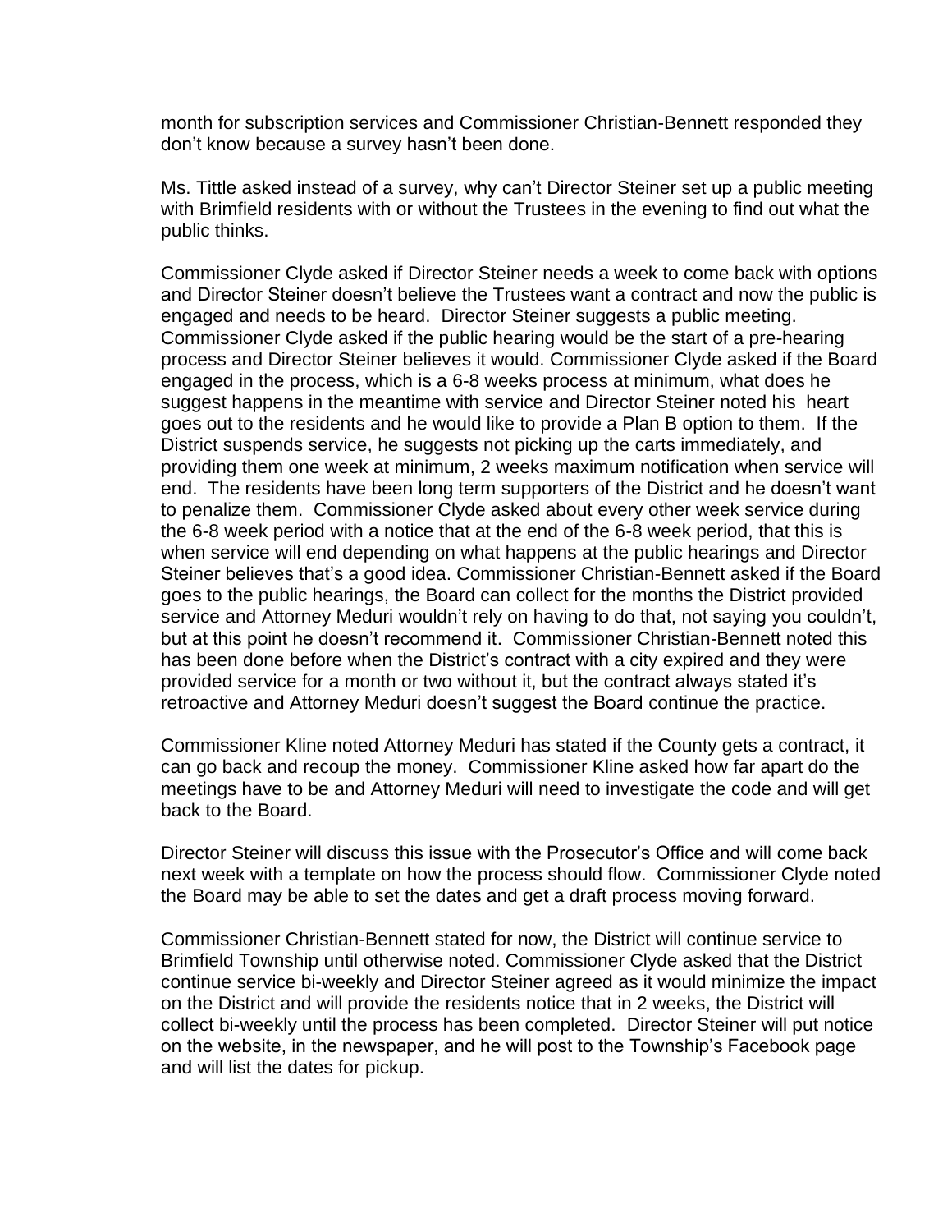month for subscription services and Commissioner Christian-Bennett responded they don't know because a survey hasn't been done.

Ms. Tittle asked instead of a survey, why can't Director Steiner set up a public meeting with Brimfield residents with or without the Trustees in the evening to find out what the public thinks.

Commissioner Clyde asked if Director Steiner needs a week to come back with options and Director Steiner doesn't believe the Trustees want a contract and now the public is engaged and needs to be heard. Director Steiner suggests a public meeting. Commissioner Clyde asked if the public hearing would be the start of a pre-hearing process and Director Steiner believes it would. Commissioner Clyde asked if the Board engaged in the process, which is a 6-8 weeks process at minimum, what does he suggest happens in the meantime with service and Director Steiner noted his heart goes out to the residents and he would like to provide a Plan B option to them. If the District suspends service, he suggests not picking up the carts immediately, and providing them one week at minimum, 2 weeks maximum notification when service will end. The residents have been long term supporters of the District and he doesn't want to penalize them. Commissioner Clyde asked about every other week service during the 6-8 week period with a notice that at the end of the 6-8 week period, that this is when service will end depending on what happens at the public hearings and Director Steiner believes that's a good idea. Commissioner Christian-Bennett asked if the Board goes to the public hearings, the Board can collect for the months the District provided service and Attorney Meduri wouldn't rely on having to do that, not saying you couldn't, but at this point he doesn't recommend it. Commissioner Christian-Bennett noted this has been done before when the District's contract with a city expired and they were provided service for a month or two without it, but the contract always stated it's retroactive and Attorney Meduri doesn't suggest the Board continue the practice.

Commissioner Kline noted Attorney Meduri has stated if the County gets a contract, it can go back and recoup the money. Commissioner Kline asked how far apart do the meetings have to be and Attorney Meduri will need to investigate the code and will get back to the Board.

Director Steiner will discuss this issue with the Prosecutor's Office and will come back next week with a template on how the process should flow. Commissioner Clyde noted the Board may be able to set the dates and get a draft process moving forward.

Commissioner Christian-Bennett stated for now, the District will continue service to Brimfield Township until otherwise noted. Commissioner Clyde asked that the District continue service bi-weekly and Director Steiner agreed as it would minimize the impact on the District and will provide the residents notice that in 2 weeks, the District will collect bi-weekly until the process has been completed. Director Steiner will put notice on the website, in the newspaper, and he will post to the Township's Facebook page and will list the dates for pickup.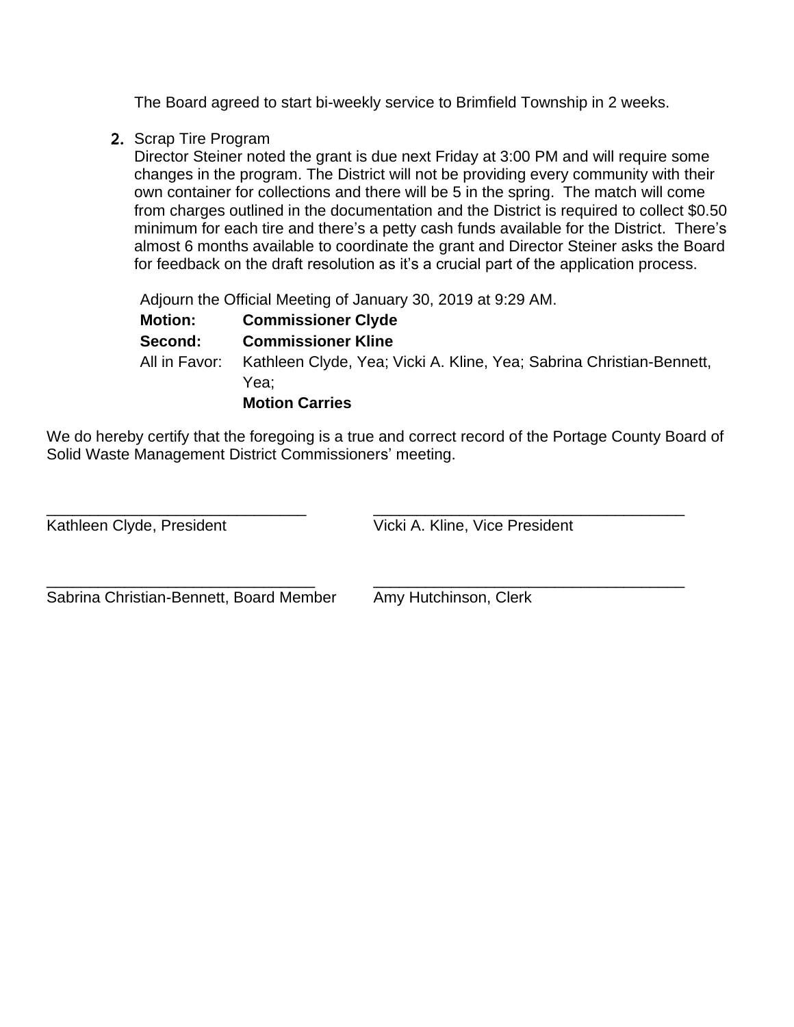The Board agreed to start bi-weekly service to Brimfield Township in 2 weeks.

2. Scrap Tire Program
   Director Steiner noted the grant is due next Friday at 3:00 PM and will require some changes in the program. The District will not be providing every community with their own container for collections and there will be 5 in the spring. The match will come from charges outlined in the documentation and the District is required to collect $0.50 minimum for each tire and there's a petty cash funds available for the District. There's almost 6 months available to coordinate the grant and Director Steiner asks the Board for feedback on the draft resolution as it's a crucial part of the application process.

Adjourn the Official Meeting of January 30, 2019 at 9:29 AM.

| | |
|---|---|
| **Motion:** | **Commissioner Clyde** |
| **Second:** | **Commissioner Kline** |
| All in Favor: | Kathleen Clyde, Yea; Vicki A. Kline, Yea; Sabrina Christian-Bennett, Yea; |
| | **Motion Carries** |

We do hereby certify that the foregoing is a true and correct record of the Portage County Board of Solid Waste Management District Commissioners' meeting.

| | |
|---|---|
| ______________________________ | ______________________________ |
| Kathleen Clyde, President | Vicki A. Kline, Vice President |
| ______________________________ | ______________________________ |
| Sabrina Christian-Bennett, Board Member | Amy Hutchinson, Clerk |